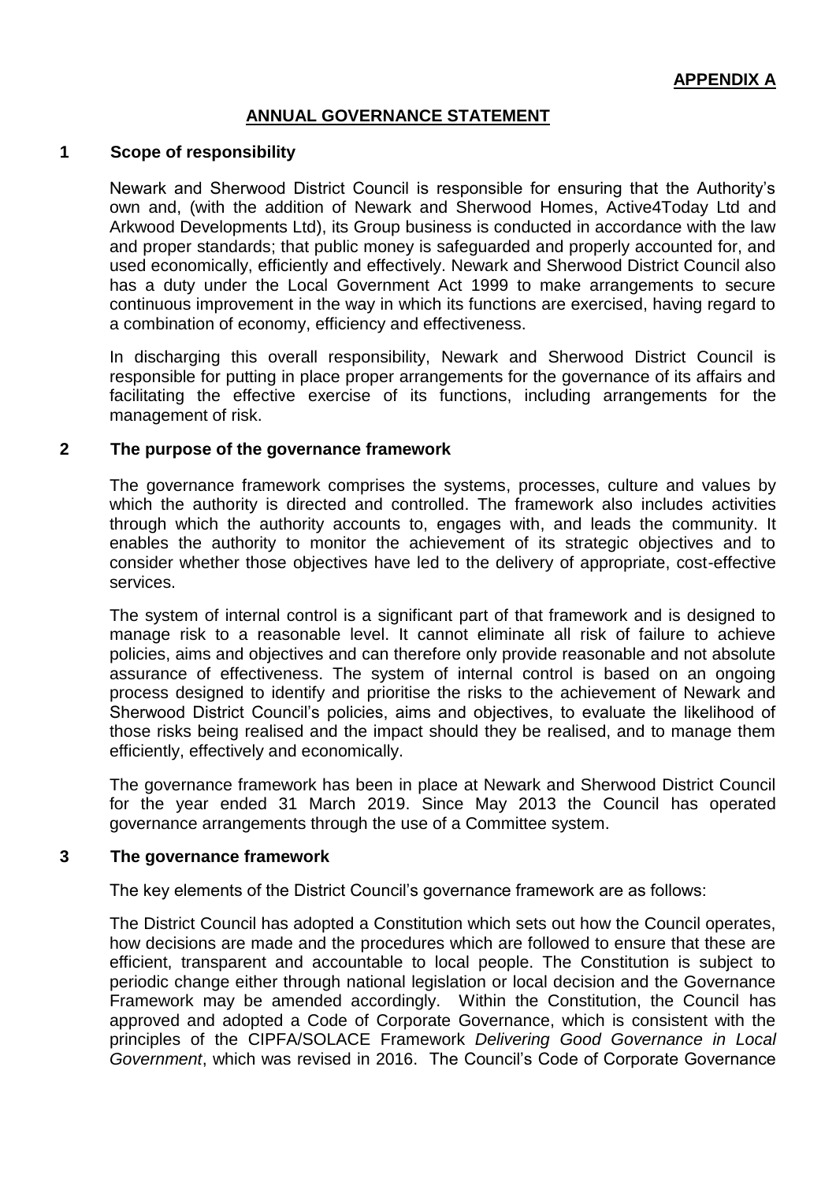**APPENDIX A**

# ANNUAL GOVERNANCE STATEMENT

## 1 Scope of responsibility

Newark and Sherwood District Council is responsible for ensuring that the Authority's own and, (with the addition of Newark and Sherwood Homes, Active4Today Ltd and Arkwood Developments Ltd), its Group business is conducted in accordance with the law and proper standards; that public money is safeguarded and properly accounted for, and used economically, efficiently and effectively. Newark and Sherwood District Council also has a duty under the Local Government Act 1999 to make arrangements to secure continuous improvement in the way in which its functions are exercised, having regard to a combination of economy, efficiency and effectiveness.

In discharging this overall responsibility, Newark and Sherwood District Council is responsible for putting in place proper arrangements for the governance of its affairs and facilitating the effective exercise of its functions, including arrangements for the management of risk.

## 2 The purpose of the governance framework

The governance framework comprises the systems, processes, culture and values by which the authority is directed and controlled. The framework also includes activities through which the authority accounts to, engages with, and leads the community. It enables the authority to monitor the achievement of its strategic objectives and to consider whether those objectives have led to the delivery of appropriate, cost-effective services.

The system of internal control is a significant part of that framework and is designed to manage risk to a reasonable level. It cannot eliminate all risk of failure to achieve policies, aims and objectives and can therefore only provide reasonable and not absolute assurance of effectiveness. The system of internal control is based on an ongoing process designed to identify and prioritise the risks to the achievement of Newark and Sherwood District Council's policies, aims and objectives, to evaluate the likelihood of those risks being realised and the impact should they be realised, and to manage them efficiently, effectively and economically.

The governance framework has been in place at Newark and Sherwood District Council for the year ended 31 March 2019. Since May 2013 the Council has operated governance arrangements through the use of a Committee system.

## 3 The governance framework

The key elements of the District Council's governance framework are as follows:

The District Council has adopted a Constitution which sets out how the Council operates, how decisions are made and the procedures which are followed to ensure that these are efficient, transparent and accountable to local people. The Constitution is subject to periodic change either through national legislation or local decision and the Governance Framework may be amended accordingly. Within the Constitution, the Council has approved and adopted a Code of Corporate Governance, which is consistent with the principles of the CIPFA/SOLACE Framework *Delivering Good Governance in Local Government*, which was revised in 2016. The Council's Code of Corporate Governance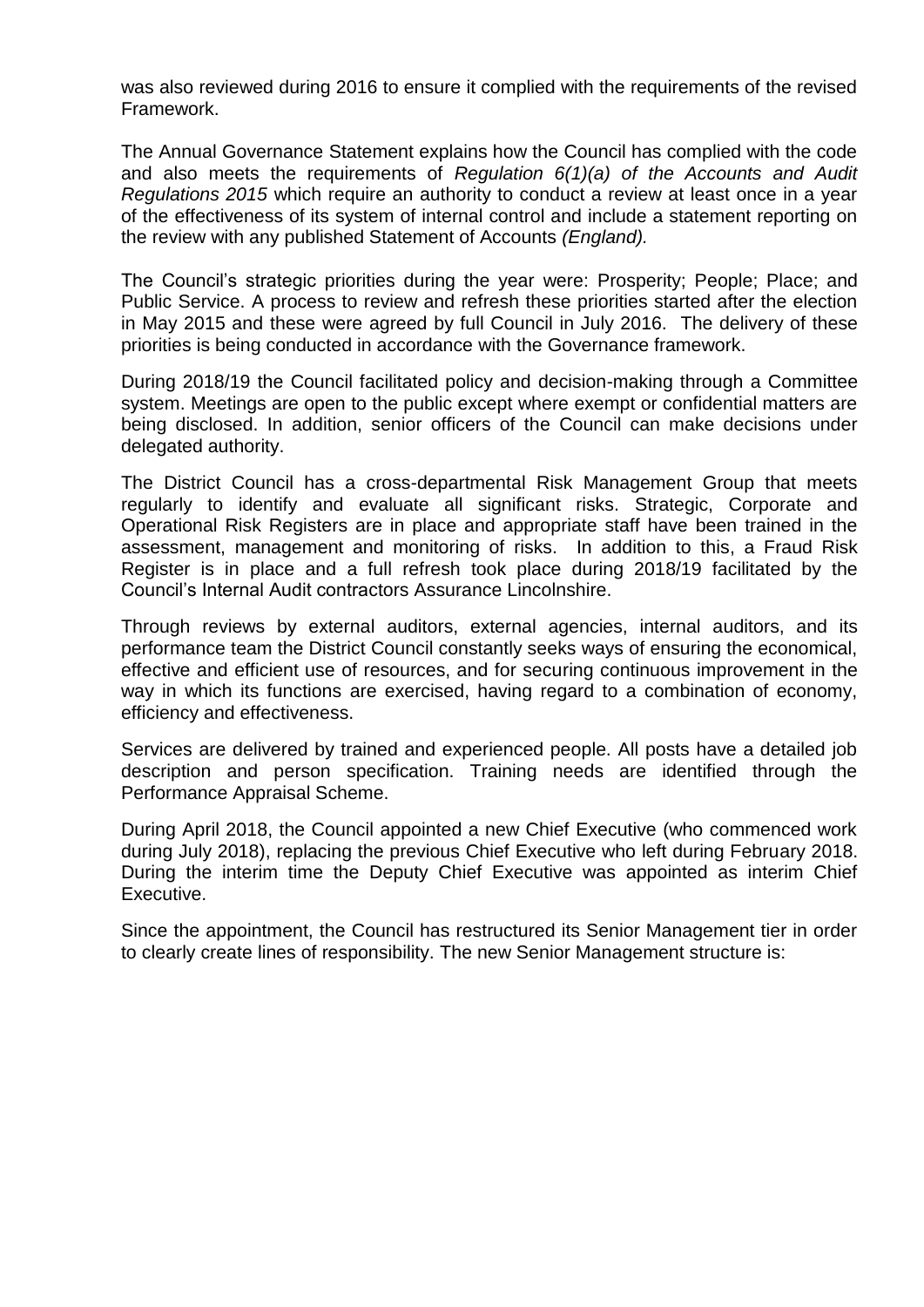was also reviewed during 2016 to ensure it complied with the requirements of the revised Framework.

The Annual Governance Statement explains how the Council has complied with the code and also meets the requirements of *Regulation 6(1)(a) of the Accounts and Audit Regulations 2015* which require an authority to conduct a review at least once in a year of the effectiveness of its system of internal control and include a statement reporting on the review with any published Statement of Accounts *(England).*

The Council's strategic priorities during the year were: Prosperity; People; Place; and Public Service. A process to review and refresh these priorities started after the election in May 2015 and these were agreed by full Council in July 2016. The delivery of these priorities is being conducted in accordance with the Governance framework.

During 2018/19 the Council facilitated policy and decision-making through a Committee system. Meetings are open to the public except where exempt or confidential matters are being disclosed. In addition, senior officers of the Council can make decisions under delegated authority.

The District Council has a cross-departmental Risk Management Group that meets regularly to identify and evaluate all significant risks. Strategic, Corporate and Operational Risk Registers are in place and appropriate staff have been trained in the assessment, management and monitoring of risks. In addition to this, a Fraud Risk Register is in place and a full refresh took place during 2018/19 facilitated by the Council's Internal Audit contractors Assurance Lincolnshire.

Through reviews by external auditors, external agencies, internal auditors, and its performance team the District Council constantly seeks ways of ensuring the economical, effective and efficient use of resources, and for securing continuous improvement in the way in which its functions are exercised, having regard to a combination of economy, efficiency and effectiveness.

Services are delivered by trained and experienced people. All posts have a detailed job description and person specification. Training needs are identified through the Performance Appraisal Scheme.

During April 2018, the Council appointed a new Chief Executive (who commenced work during July 2018), replacing the previous Chief Executive who left during February 2018. During the interim time the Deputy Chief Executive was appointed as interim Chief Executive.

Since the appointment, the Council has restructured its Senior Management tier in order to clearly create lines of responsibility. The new Senior Management structure is: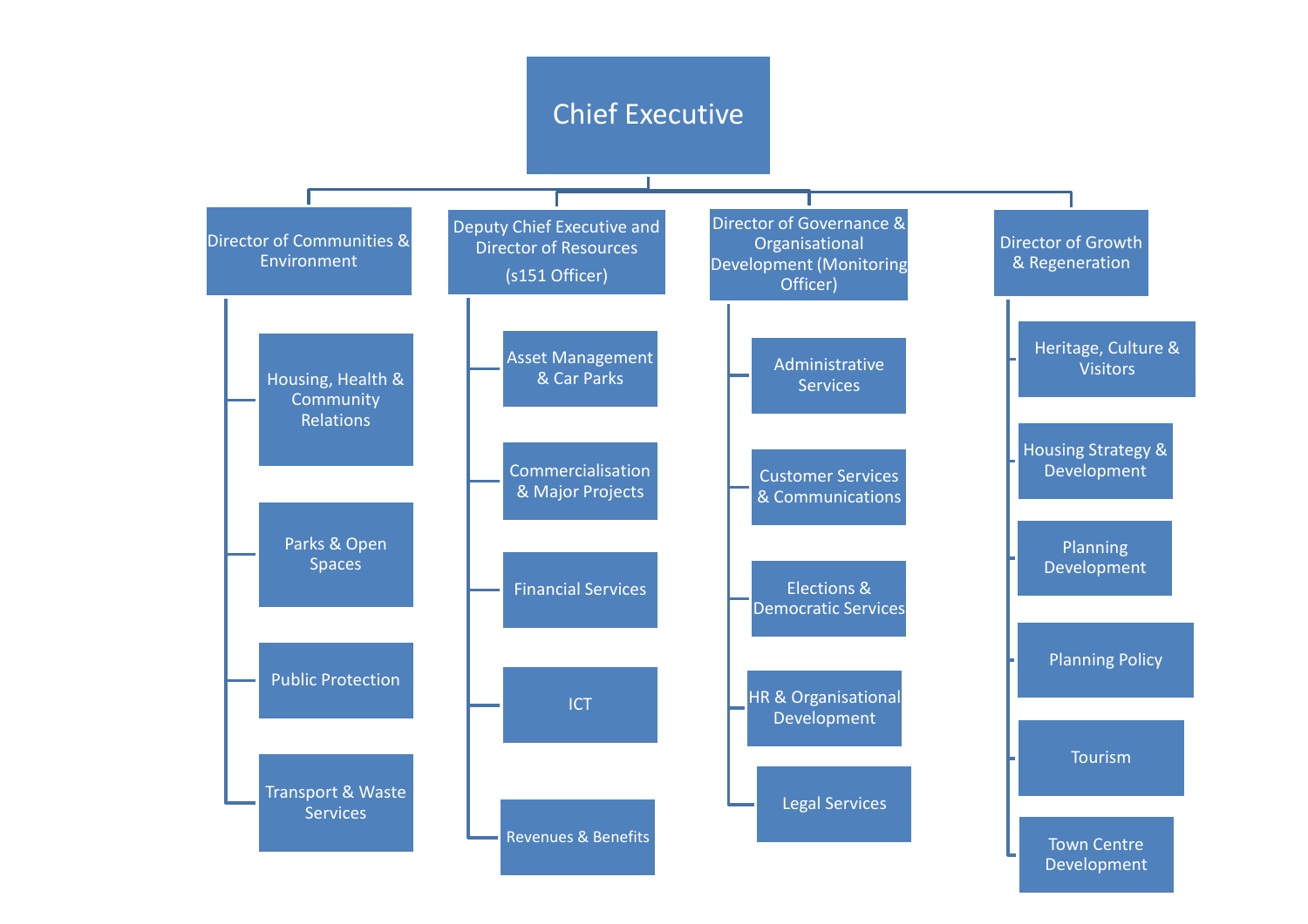# Chief Executive

## Director of Communities & Environment

- Housing, Health & Community Relations
- Parks & Open Spaces
- Public Protection
- Transport & Waste Services

## Deputy Chief Executive and Director of Resources (s151 Officer)

- Asset Management & Car Parks
- Commercialisation & Major Projects
- Financial Services
- ICT
- Revenues & Benefits

## Director of Governance & Organisational Development (Monitoring Officer)

- Administrative Services
- Customer Services & Communications
- Elections & Democratic Services
- HR & Organisational Development
- Legal Services

## Director of Growth & Regeneration

- Heritage, Culture & Visitors
- Housing Strategy & Development
- Planning Development
- Planning Policy
- Tourism
- Town Centre Development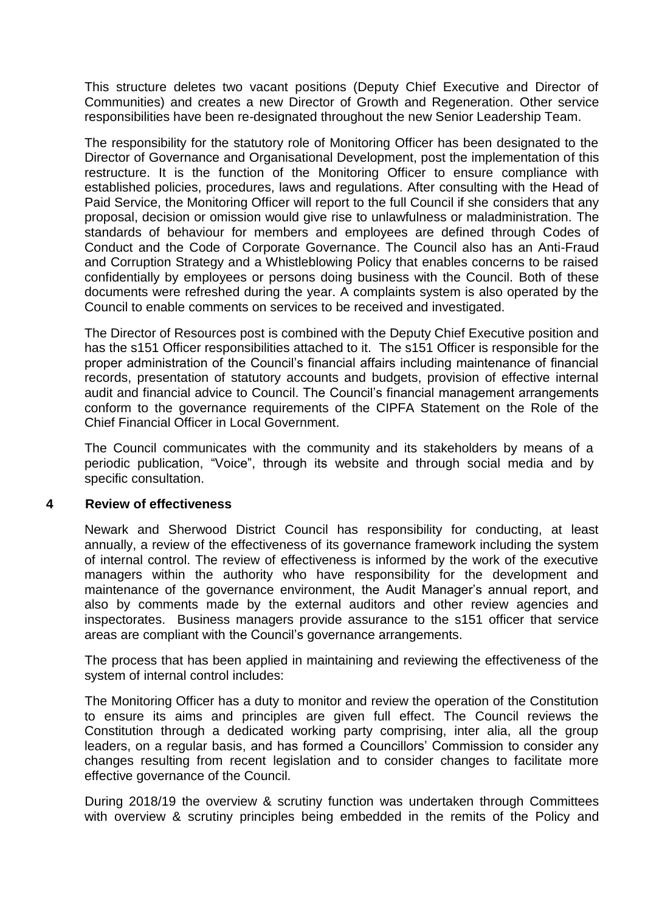This structure deletes two vacant positions (Deputy Chief Executive and Director of Communities) and creates a new Director of Growth and Regeneration. Other service responsibilities have been re-designated throughout the new Senior Leadership Team.

The responsibility for the statutory role of Monitoring Officer has been designated to the Director of Governance and Organisational Development, post the implementation of this restructure. It is the function of the Monitoring Officer to ensure compliance with established policies, procedures, laws and regulations. After consulting with the Head of Paid Service, the Monitoring Officer will report to the full Council if she considers that any proposal, decision or omission would give rise to unlawfulness or maladministration. The standards of behaviour for members and employees are defined through Codes of Conduct and the Code of Corporate Governance. The Council also has an Anti-Fraud and Corruption Strategy and a Whistleblowing Policy that enables concerns to be raised confidentially by employees or persons doing business with the Council. Both of these documents were refreshed during the year. A complaints system is also operated by the Council to enable comments on services to be received and investigated.

The Director of Resources post is combined with the Deputy Chief Executive position and has the s151 Officer responsibilities attached to it. The s151 Officer is responsible for the proper administration of the Council's financial affairs including maintenance of financial records, presentation of statutory accounts and budgets, provision of effective internal audit and financial advice to Council. The Council's financial management arrangements conform to the governance requirements of the CIPFA Statement on the Role of the Chief Financial Officer in Local Government.

The Council communicates with the community and its stakeholders by means of a periodic publication, "Voice", through its website and through social media and by specific consultation.

## 4 Review of effectiveness

Newark and Sherwood District Council has responsibility for conducting, at least annually, a review of the effectiveness of its governance framework including the system of internal control. The review of effectiveness is informed by the work of the executive managers within the authority who have responsibility for the development and maintenance of the governance environment, the Audit Manager's annual report, and also by comments made by the external auditors and other review agencies and inspectorates. Business managers provide assurance to the s151 officer that service areas are compliant with the Council's governance arrangements.

The process that has been applied in maintaining and reviewing the effectiveness of the system of internal control includes:

The Monitoring Officer has a duty to monitor and review the operation of the Constitution to ensure its aims and principles are given full effect. The Council reviews the Constitution through a dedicated working party comprising, inter alia, all the group leaders, on a regular basis, and has formed a Councillors' Commission to consider any changes resulting from recent legislation and to consider changes to facilitate more effective governance of the Council.

During 2018/19 the overview & scrutiny function was undertaken through Committees with overview & scrutiny principles being embedded in the remits of the Policy and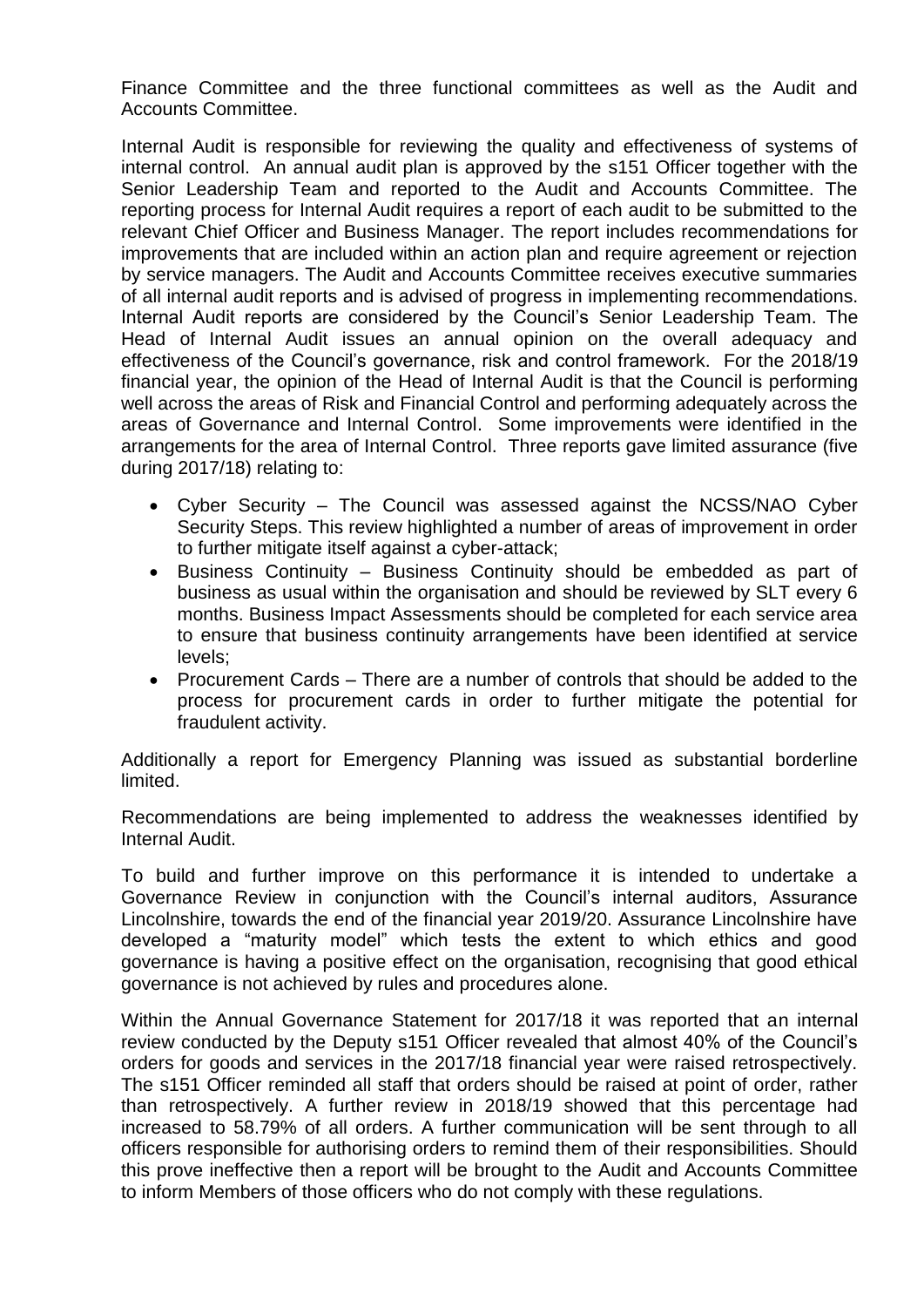Finance Committee and the three functional committees as well as the Audit and Accounts Committee.

Internal Audit is responsible for reviewing the quality and effectiveness of systems of internal control. An annual audit plan is approved by the s151 Officer together with the Senior Leadership Team and reported to the Audit and Accounts Committee. The reporting process for Internal Audit requires a report of each audit to be submitted to the relevant Chief Officer and Business Manager. The report includes recommendations for improvements that are included within an action plan and require agreement or rejection by service managers. The Audit and Accounts Committee receives executive summaries of all internal audit reports and is advised of progress in implementing recommendations. Internal Audit reports are considered by the Council's Senior Leadership Team. The Head of Internal Audit issues an annual opinion on the overall adequacy and effectiveness of the Council's governance, risk and control framework. For the 2018/19 financial year, the opinion of the Head of Internal Audit is that the Council is performing well across the areas of Risk and Financial Control and performing adequately across the areas of Governance and Internal Control. Some improvements were identified in the arrangements for the area of Internal Control. Three reports gave limited assurance (five during 2017/18) relating to:

- Cyber Security – The Council was assessed against the NCSS/NAO Cyber Security Steps. This review highlighted a number of areas of improvement in order to further mitigate itself against a cyber-attack;
- Business Continuity – Business Continuity should be embedded as part of business as usual within the organisation and should be reviewed by SLT every 6 months. Business Impact Assessments should be completed for each service area to ensure that business continuity arrangements have been identified at service levels;
- Procurement Cards – There are a number of controls that should be added to the process for procurement cards in order to further mitigate the potential for fraudulent activity.

Additionally a report for Emergency Planning was issued as substantial borderline limited.

Recommendations are being implemented to address the weaknesses identified by Internal Audit.

To build and further improve on this performance it is intended to undertake a Governance Review in conjunction with the Council's internal auditors, Assurance Lincolnshire, towards the end of the financial year 2019/20. Assurance Lincolnshire have developed a "maturity model" which tests the extent to which ethics and good governance is having a positive effect on the organisation, recognising that good ethical governance is not achieved by rules and procedures alone.

Within the Annual Governance Statement for 2017/18 it was reported that an internal review conducted by the Deputy s151 Officer revealed that almost 40% of the Council's orders for goods and services in the 2017/18 financial year were raised retrospectively. The s151 Officer reminded all staff that orders should be raised at point of order, rather than retrospectively. A further review in 2018/19 showed that this percentage had increased to 58.79% of all orders. A further communication will be sent through to all officers responsible for authorising orders to remind them of their responsibilities. Should this prove ineffective then a report will be brought to the Audit and Accounts Committee to inform Members of those officers who do not comply with these regulations.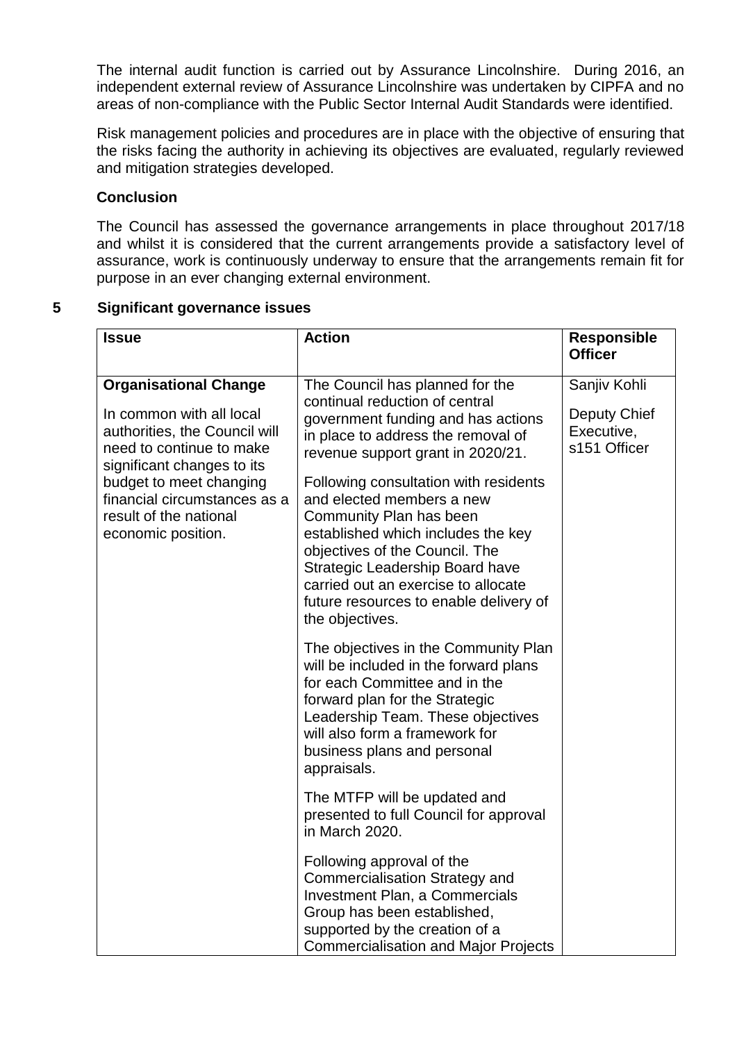The internal audit function is carried out by Assurance Lincolnshire. During 2016, an independent external review of Assurance Lincolnshire was undertaken by CIPFA and no areas of non-compliance with the Public Sector Internal Audit Standards were identified.

Risk management policies and procedures are in place with the objective of ensuring that the risks facing the authority in achieving its objectives are evaluated, regularly reviewed and mitigation strategies developed.

**Conclusion**

The Council has assessed the governance arrangements in place throughout 2017/18 and whilst it is considered that the current arrangements provide a satisfactory level of assurance, work is continuously underway to ensure that the arrangements remain fit for purpose in an ever changing external environment.

## 5 Significant governance issues

| Issue | Action | Responsible Officer |
|---|---|---|
| **Organisational Change**<br><br>In common with all local authorities, the Council will need to continue to make significant changes to its budget to meet changing financial circumstances as a result of the national economic position. | The Council has planned for the continual reduction of central government funding and has actions in place to address the removal of revenue support grant in 2020/21.<br><br>Following consultation with residents and elected members a new Community Plan has been established which includes the key objectives of the Council. The Strategic Leadership Board have carried out an exercise to allocate future resources to enable delivery of the objectives.<br><br>The objectives in the Community Plan will be included in the forward plans for each Committee and in the forward plan for the Strategic Leadership Team. These objectives will also form a framework for business plans and personal appraisals.<br><br>The MTFP will be updated and presented to full Council for approval in March 2020.<br><br>Following approval of the Commercialisation Strategy and Investment Plan, a Commercials Group has been established, supported by the creation of a Commercialisation and Major Projects | Sanjiv Kohli<br><br>Deputy Chief Executive, s151 Officer |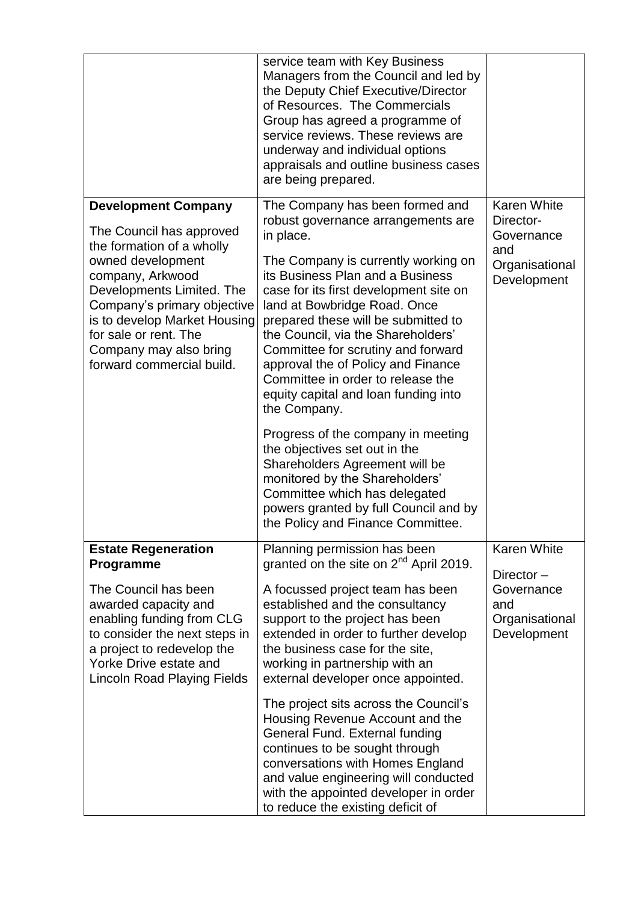| | | |
|---|---|---|
| | service team with Key Business Managers from the Council and led by the Deputy Chief Executive/Director of Resources. The Commercials Group has agreed a programme of service reviews. These reviews are underway and individual options appraisals and outline business cases are being prepared. | |
| **Development Company**<br><br>The Council has approved the formation of a wholly owned development company, Arkwood Developments Limited. The Company's primary objective is to develop Market Housing for sale or rent. The Company may also bring forward commercial build. | The Company has been formed and robust governance arrangements are in place.<br><br>The Company is currently working on its Business Plan and a Business case for its first development site on land at Bowbridge Road. Once prepared these will be submitted to the Council, via the Shareholders' Committee for scrutiny and forward approval the of Policy and Finance Committee in order to release the equity capital and loan funding into the Company.<br><br>Progress of the company in meeting the objectives set out in the Shareholders Agreement will be monitored by the Shareholders' Committee which has delegated powers granted by full Council and by the Policy and Finance Committee. | Karen White Director- Governance and Organisational Development |
| **Estate Regeneration Programme**<br><br>The Council has been awarded capacity and enabling funding from CLG to consider the next steps in a project to redevelop the Yorke Drive estate and Lincoln Road Playing Fields | Planning permission has been granted on the site on 2nd April 2019.<br><br>A focussed project team has been established and the consultancy support to the project has been extended in order to further develop the business case for the site, working in partnership with an external developer once appointed.<br><br>The project sits across the Council's Housing Revenue Account and the General Fund. External funding continues to be sought through conversations with Homes England and value engineering will conducted with the appointed developer in order to reduce the existing deficit of | Karen White<br><br>Director – Governance and Organisational Development |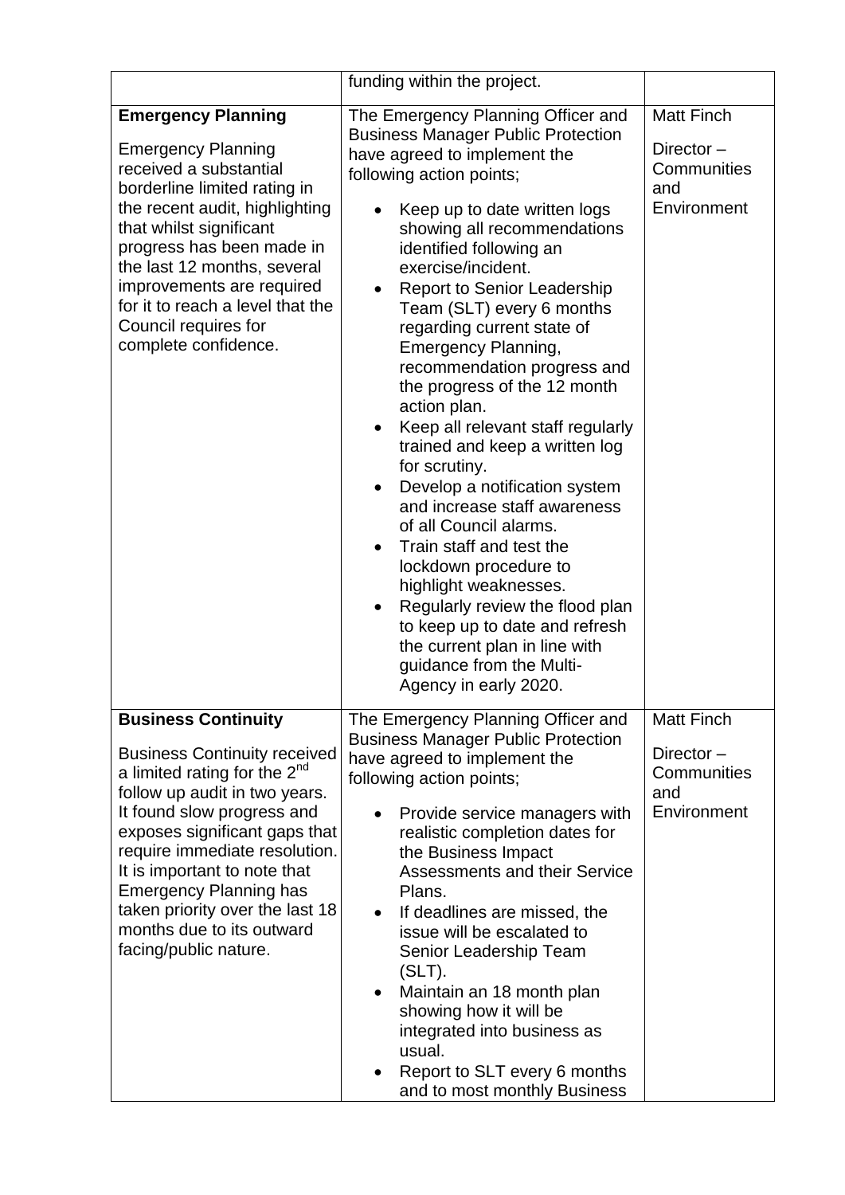| | | |
|---|---|---|
| | funding within the project. | |
| **Emergency Planning**<br><br>Emergency Planning received a substantial borderline limited rating in the recent audit, highlighting that whilst significant progress has been made in the last 12 months, several improvements are required for it to reach a level that the Council requires for complete confidence. | The Emergency Planning Officer and Business Manager Public Protection have agreed to implement the following action points;<br><br>• Keep up to date written logs showing all recommendations identified following an exercise/incident.<br>• Report to Senior Leadership Team (SLT) every 6 months regarding current state of Emergency Planning, recommendation progress and the progress of the 12 month action plan.<br>• Keep all relevant staff regularly trained and keep a written log for scrutiny.<br>• Develop a notification system and increase staff awareness of all Council alarms.<br>• Train staff and test the lockdown procedure to highlight weaknesses.<br>• Regularly review the flood plan to keep up to date and refresh the current plan in line with guidance from the Multi-Agency in early 2020. | Matt Finch<br><br>Director – Communities and Environment |
| **Business Continuity**<br><br>Business Continuity received a limited rating for the 2nd follow up audit in two years. It found slow progress and exposes significant gaps that require immediate resolution. It is important to note that Emergency Planning has taken priority over the last 18 months due to its outward facing/public nature. | The Emergency Planning Officer and Business Manager Public Protection have agreed to implement the following action points;<br><br>• Provide service managers with realistic completion dates for the Business Impact Assessments and their Service Plans.<br>• If deadlines are missed, the issue will be escalated to Senior Leadership Team (SLT).<br>• Maintain an 18 month plan showing how it will be integrated into business as usual.<br>• Report to SLT every 6 months and to most monthly Business | Matt Finch<br><br>Director – Communities and Environment |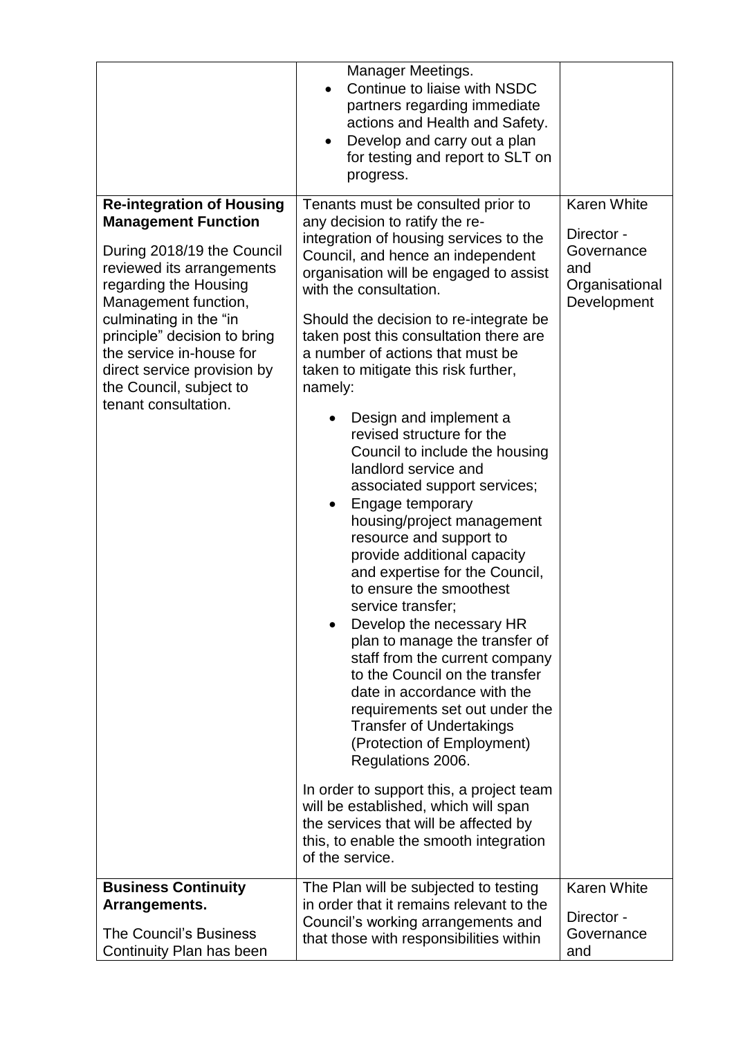| | | |
|---|---|---|
| | Manager Meetings.<br>• Continue to liaise with NSDC partners regarding immediate actions and Health and Safety.<br>• Develop and carry out a plan for testing and report to SLT on progress. | |
| **Re-integration of Housing Management Function**<br><br>During 2018/19 the Council reviewed its arrangements regarding the Housing Management function, culminating in the "in principle" decision to bring the service in-house for direct service provision by the Council, subject to tenant consultation. | Tenants must be consulted prior to any decision to ratify the re-integration of housing services to the Council, and hence an independent organisation will be engaged to assist with the consultation.<br><br>Should the decision to re-integrate be taken post this consultation there are a number of actions that must be taken to mitigate this risk further, namely:<br><br>• Design and implement a revised structure for the Council to include the housing landlord service and associated support services;<br>• Engage temporary housing/project management resource and support to provide additional capacity and expertise for the Council, to ensure the smoothest service transfer;<br>• Develop the necessary HR plan to manage the transfer of staff from the current company to the Council on the transfer date in accordance with the requirements set out under the Transfer of Undertakings (Protection of Employment) Regulations 2006.<br><br>In order to support this, a project team will be established, which will span the services that will be affected by this, to enable the smooth integration of the service. | Karen White<br><br>Director - Governance and Organisational Development |
| **Business Continuity Arrangements.**<br><br>The Council's Business Continuity Plan has been | The Plan will be subjected to testing in order that it remains relevant to the Council's working arrangements and that those with responsibilities within | Karen White<br><br>Director - Governance and |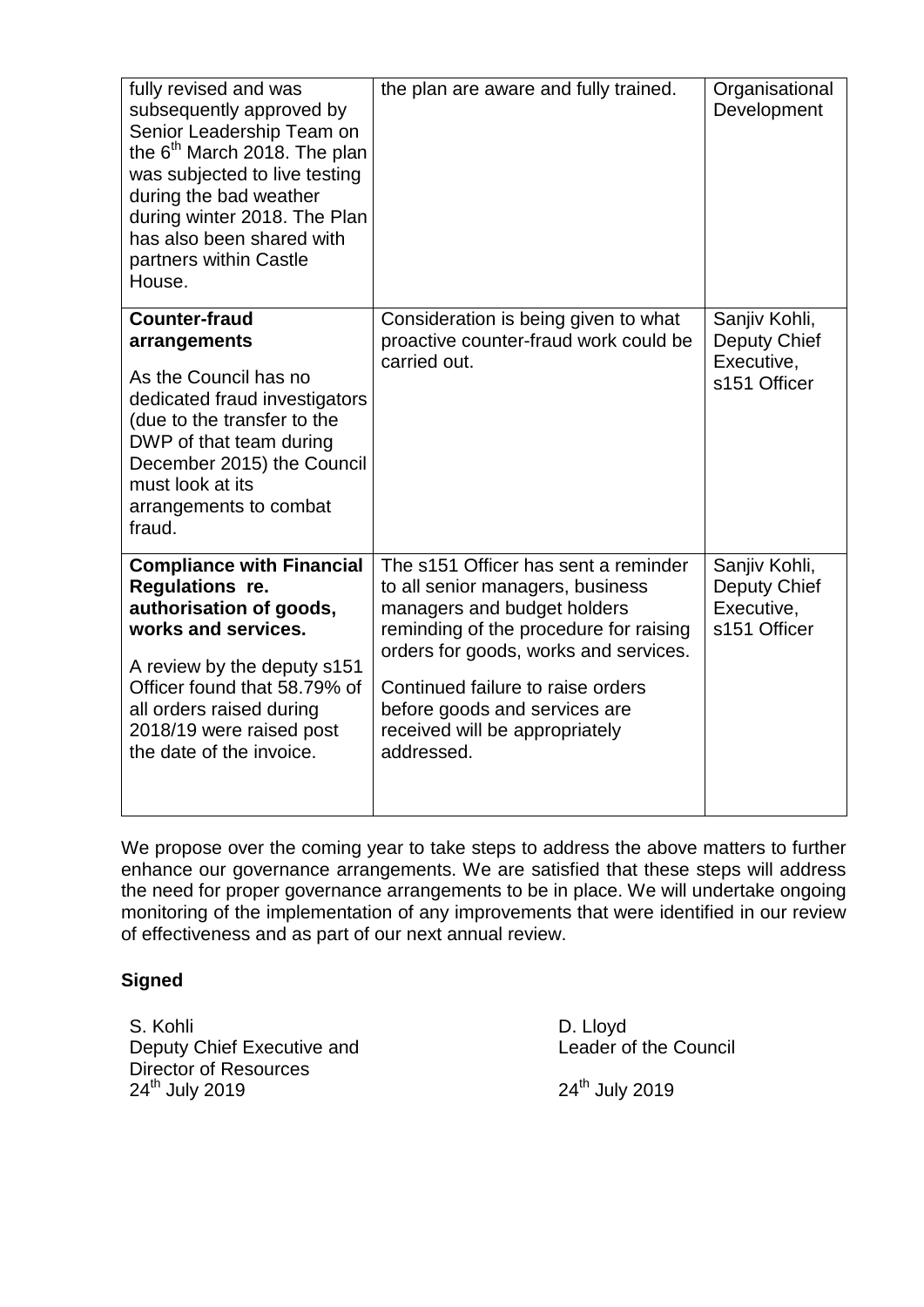| | | |
|---|---|---|
| fully revised and was subsequently approved by Senior Leadership Team on the 6th March 2018. The plan was subjected to live testing during the bad weather during winter 2018. The Plan has also been shared with partners within Castle House. | the plan are aware and fully trained. | Organisational Development |
| **Counter-fraud arrangements**<br><br>As the Council has no dedicated fraud investigators (due to the transfer to the DWP of that team during December 2015) the Council must look at its arrangements to combat fraud. | Consideration is being given to what proactive counter-fraud work could be carried out. | Sanjiv Kohli, Deputy Chief Executive, s151 Officer |
| **Compliance with Financial Regulations re. authorisation of goods, works and services.**<br><br>A review by the deputy s151 Officer found that 58.79% of all orders raised during 2018/19 were raised post the date of the invoice. | The s151 Officer has sent a reminder to all senior managers, business managers and budget holders reminding of the procedure for raising orders for goods, works and services.<br><br>Continued failure to raise orders before goods and services are received will be appropriately addressed. | Sanjiv Kohli, Deputy Chief Executive, s151 Officer |

We propose over the coming year to take steps to address the above matters to further enhance our governance arrangements. We are satisfied that these steps will address the need for proper governance arrangements to be in place. We will undertake ongoing monitoring of the implementation of any improvements that were identified in our review of effectiveness and as part of our next annual review.

**Signed**

S. Kohli
Deputy Chief Executive and Director of Resources
24th July 2019

D. Lloyd
Leader of the Council
24th July 2019